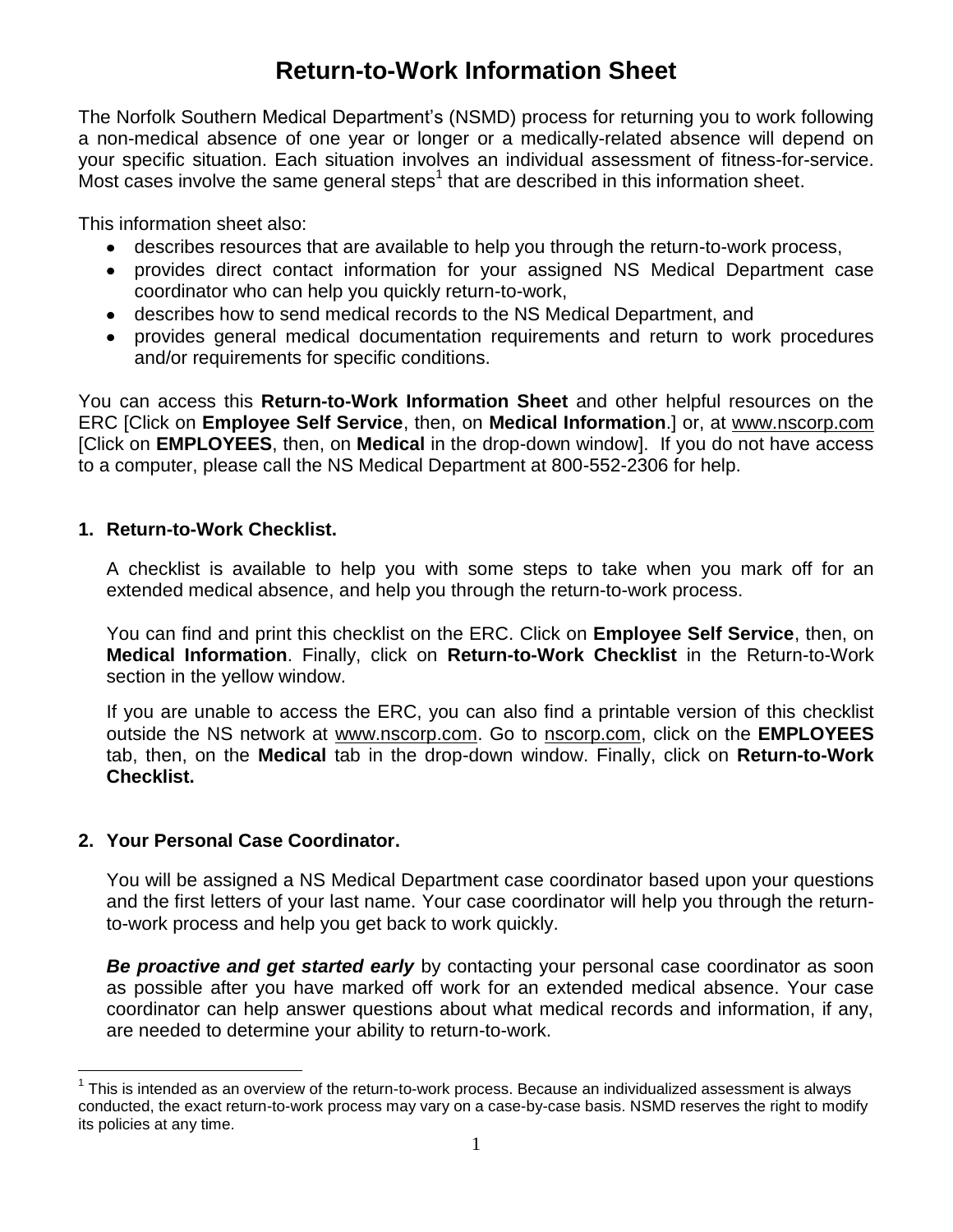# Return-to-Work Information Sheet

The Norfolk Southern Medical Department's (NSMD) process for returning you to work following a non-medical absence of one year or longer or a medically-related absence will depend on your specific situation. Each situation involves an individual assessment of fitness-for-service. Most cases involve the same general steps[1] that are described in this information sheet.

This information sheet also:

- describes resources that are available to help you through the return-to-work process,
- provides direct contact information for your assigned NS Medical Department case coordinator who can help you quickly return-to-work,
- describes how to send medical records to the NS Medical Department, and
- provides general medical documentation requirements and return to work procedures and/or requirements for specific conditions.

You can access this **Return-to-Work Information Sheet** and other helpful resources on the ERC [Click on **Employee Self Service**, then, on **Medical Information**.] or, at www.nscorp.com [Click on **EMPLOYEES**, then, on **Medical** in the drop-down window]. If you do not have access to a computer, please call the NS Medical Department at 800-552-2306 for help.

## 1. Return-to-Work Checklist.

A checklist is available to help you with some steps to take when you mark off for an extended medical absence, and help you through the return-to-work process.

You can find and print this checklist on the ERC. Click on **Employee Self Service**, then, on **Medical Information**. Finally, click on **Return-to-Work Checklist** in the Return-to-Work section in the yellow window.

If you are unable to access the ERC, you can also find a printable version of this checklist outside the NS network at www.nscorp.com. Go to nscorp.com, click on the **EMPLOYEES** tab, then, on the **Medical** tab in the drop-down window. Finally, click on **Return-to-Work Checklist.**

## 2. Your Personal Case Coordinator.

You will be assigned a NS Medical Department case coordinator based upon your questions and the first letters of your last name. Your case coordinator will help you through the return-to-work process and help you get back to work quickly.

***Be proactive and get started early*** by contacting your personal case coordinator as soon as possible after you have marked off work for an extended medical absence. Your case coordinator can help answer questions about what medical records and information, if any, are needed to determine your ability to return-to-work.

---

[1] This is intended as an overview of the return-to-work process. Because an individualized assessment is always conducted, the exact return-to-work process may vary on a case-by-case basis. NSMD reserves the right to modify its policies at any time.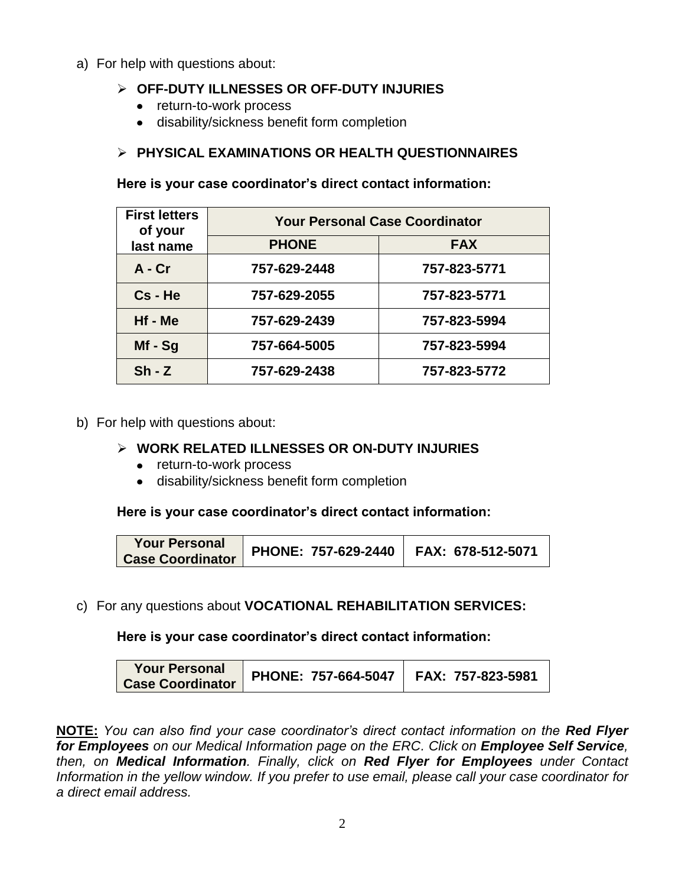a) For help with questions about:

- **OFF-DUTY ILLNESSES OR OFF-DUTY INJURIES**
  - return-to-work process
  - disability/sickness benefit form completion

- **PHYSICAL EXAMINATIONS OR HEALTH QUESTIONNAIRES**

**Here is your case coordinator's direct contact information:**

| First letters of your last name | Your Personal Case Coordinator | |
|---|---|---|
| | **PHONE** | **FAX** |
| **A - Cr** | **757-629-2448** | **757-823-5771** |
| **Cs - He** | **757-629-2055** | **757-823-5771** |
| **Hf - Me** | **757-629-2439** | **757-823-5994** |
| **Mf - Sg** | **757-664-5005** | **757-823-5994** |
| **Sh - Z** | **757-629-2438** | **757-823-5772** |

b) For help with questions about:

- **WORK RELATED ILLNESSES OR ON-DUTY INJURIES**
  - return-to-work process
  - disability/sickness benefit form completion

**Here is your case coordinator's direct contact information:**

| Your Personal Case Coordinator | PHONE: 757-629-2440 | FAX: 678-512-5071 |
|---|---|---|

c) For any questions about **VOCATIONAL REHABILITATION SERVICES:**

**Here is your case coordinator's direct contact information:**

| Your Personal Case Coordinator | PHONE: 757-664-5047 | FAX: 757-823-5981 |
|---|---|---|

**NOTE:** *You can also find your case coordinator's direct contact information on the **Red Flyer for Employees** on our Medical Information page on the ERC. Click on **Employee Self Service**, then, on **Medical Information**. Finally, click on **Red Flyer for Employees** under Contact Information in the yellow window. If you prefer to use email, please call your case coordinator for a direct email address.*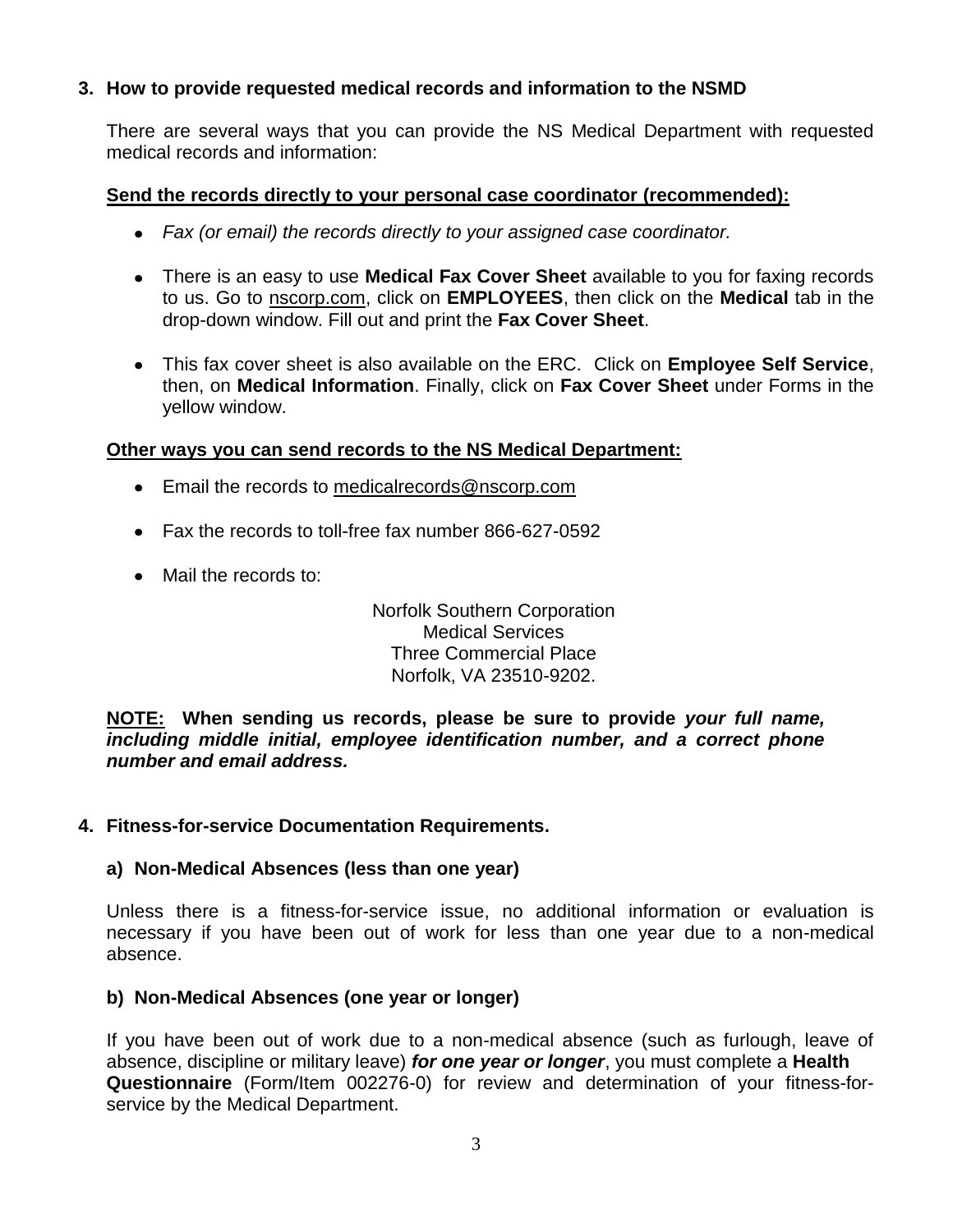## 3. How to provide requested medical records and information to the NSMD

There are several ways that you can provide the NS Medical Department with requested medical records and information:

**Send the records directly to your personal case coordinator (recommended):**

- *Fax (or email) the records directly to your assigned case coordinator.*
- There is an easy to use **Medical Fax Cover Sheet** available to you for faxing records to us. Go to nscorp.com, click on **EMPLOYEES**, then click on the **Medical** tab in the drop-down window. Fill out and print the **Fax Cover Sheet**.
- This fax cover sheet is also available on the ERC. Click on **Employee Self Service**, then, on **Medical Information**. Finally, click on **Fax Cover Sheet** under Forms in the yellow window.

**Other ways you can send records to the NS Medical Department:**

- Email the records to medicalrecords@nscorp.com
- Fax the records to toll-free fax number 866-627-0592
- Mail the records to:

  Norfolk Southern Corporation
  Medical Services
  Three Commercial Place
  Norfolk, VA 23510-9202.

**NOTE: When sending us records, please be sure to provide *your full name, including middle initial, employee identification number, and a correct phone number and email address.***

## 4. Fitness-for-service Documentation Requirements.

### a) Non-Medical Absences (less than one year)

Unless there is a fitness-for-service issue, no additional information or evaluation is necessary if you have been out of work for less than one year due to a non-medical absence.

### b) Non-Medical Absences (one year or longer)

If you have been out of work due to a non-medical absence (such as furlough, leave of absence, discipline or military leave) ***for one year or longer***, you must complete a **Health Questionnaire** (Form/Item 002276-0) for review and determination of your fitness-for-service by the Medical Department.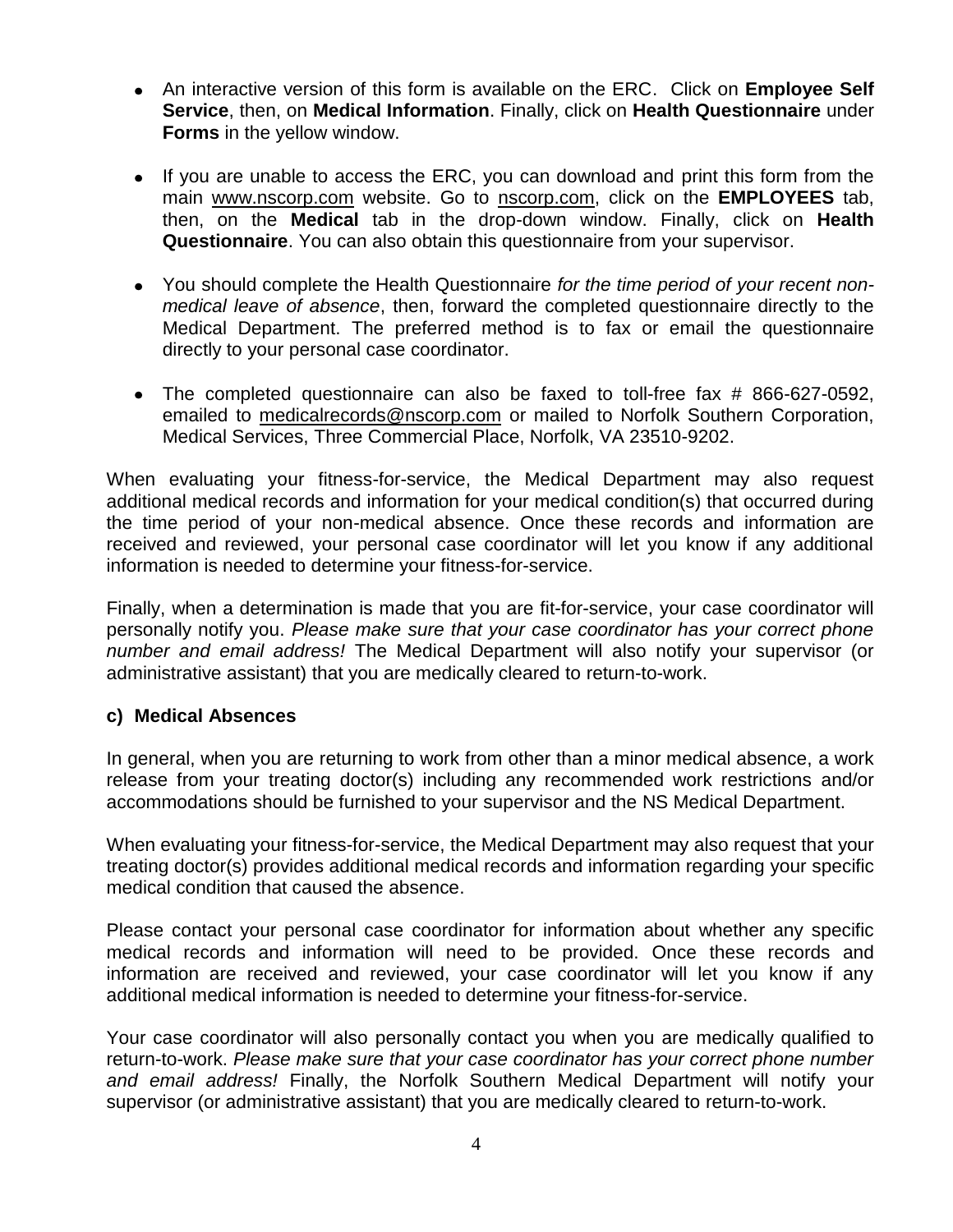- An interactive version of this form is available on the ERC. Click on **Employee Self Service**, then, on **Medical Information**. Finally, click on **Health Questionnaire** under **Forms** in the yellow window.

- If you are unable to access the ERC, you can download and print this form from the main www.nscorp.com website. Go to nscorp.com, click on the **EMPLOYEES** tab, then, on the **Medical** tab in the drop-down window. Finally, click on **Health Questionnaire**. You can also obtain this questionnaire from your supervisor.

- You should complete the Health Questionnaire *for the time period of your recent non-medical leave of absence*, then, forward the completed questionnaire directly to the Medical Department. The preferred method is to fax or email the questionnaire directly to your personal case coordinator.

- The completed questionnaire can also be faxed to toll-free fax # 866-627-0592, emailed to medicalrecords@nscorp.com or mailed to Norfolk Southern Corporation, Medical Services, Three Commercial Place, Norfolk, VA 23510-9202.

When evaluating your fitness-for-service, the Medical Department may also request additional medical records and information for your medical condition(s) that occurred during the time period of your non-medical absence. Once these records and information are received and reviewed, your personal case coordinator will let you know if any additional information is needed to determine your fitness-for-service.

Finally, when a determination is made that you are fit-for-service, your case coordinator will personally notify you. *Please make sure that your case coordinator has your correct phone number and email address!* The Medical Department will also notify your supervisor (or administrative assistant) that you are medically cleared to return-to-work.

### c) Medical Absences

In general, when you are returning to work from other than a minor medical absence, a work release from your treating doctor(s) including any recommended work restrictions and/or accommodations should be furnished to your supervisor and the NS Medical Department.

When evaluating your fitness-for-service, the Medical Department may also request that your treating doctor(s) provides additional medical records and information regarding your specific medical condition that caused the absence.

Please contact your personal case coordinator for information about whether any specific medical records and information will need to be provided. Once these records and information are received and reviewed, your case coordinator will let you know if any additional medical information is needed to determine your fitness-for-service.

Your case coordinator will also personally contact you when you are medically qualified to return-to-work. *Please make sure that your case coordinator has your correct phone number and email address!* Finally, the Norfolk Southern Medical Department will notify your supervisor (or administrative assistant) that you are medically cleared to return-to-work.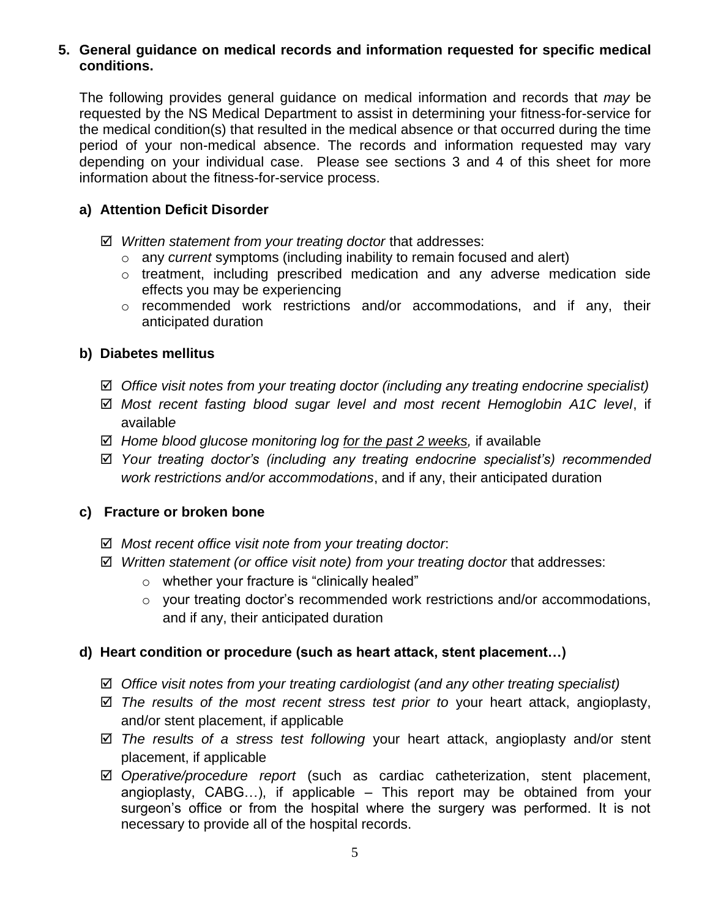**5. General guidance on medical records and information requested for specific medical conditions.**

The following provides general guidance on medical information and records that *may* be requested by the NS Medical Department to assist in determining your fitness-for-service for the medical condition(s) that resulted in the medical absence or that occurred during the time period of your non-medical absence. The records and information requested may vary depending on your individual case. Please see sections 3 and 4 of this sheet for more information about the fitness-for-service process.

**a) Attention Deficit Disorder**

- ☑ *Written statement from your treating doctor* that addresses:
  - any *current* symptoms (including inability to remain focused and alert)
  - treatment, including prescribed medication and any adverse medication side effects you may be experiencing
  - recommended work restrictions and/or accommodations, and if any, their anticipated duration

**b) Diabetes mellitus**

- ☑ *Office visit notes from your treating doctor (including any treating endocrine specialist)*
- ☑ *Most recent fasting blood sugar level and most recent Hemoglobin A1C level*, if available
- ☑ *Home blood glucose monitoring log <u>for the past 2 weeks</u>,* if available
- ☑ *Your treating doctor's (including any treating endocrine specialist's) recommended work restrictions and/or accommodations*, and if any, their anticipated duration

**c) Fracture or broken bone**

- ☑ *Most recent office visit note from your treating doctor*:
- ☑ *Written statement (or office visit note) from your treating doctor* that addresses:
  - whether your fracture is "clinically healed"
  - your treating doctor's recommended work restrictions and/or accommodations, and if any, their anticipated duration

**d) Heart condition or procedure (such as heart attack, stent placement…)**

- ☑ *Office visit notes from your treating cardiologist (and any other treating specialist)*
- ☑ *The results of the most recent stress test prior to* your heart attack, angioplasty, and/or stent placement, if applicable
- ☑ *The results of a stress test following* your heart attack, angioplasty and/or stent placement, if applicable
- ☑ *Operative/procedure report* (such as cardiac catheterization, stent placement, angioplasty, CABG…), if applicable – This report may be obtained from your surgeon's office or from the hospital where the surgery was performed. It is not necessary to provide all of the hospital records.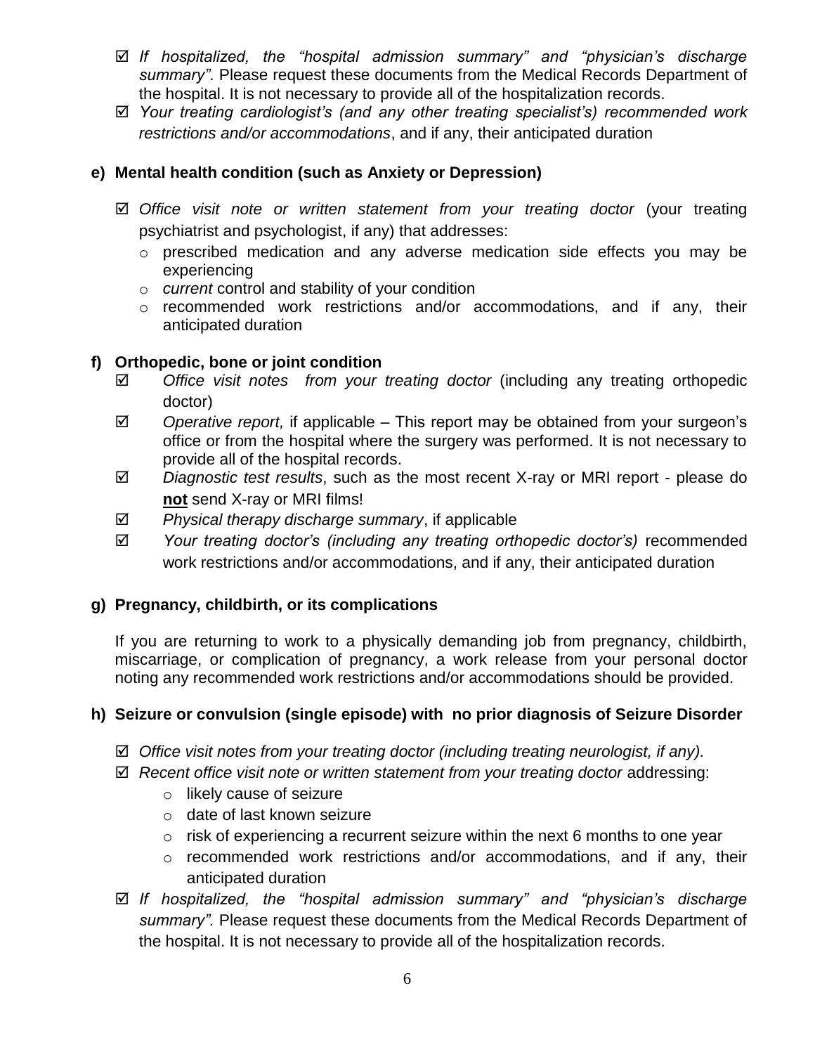- ☑ *If hospitalized, the "hospital admission summary" and "physician's discharge summary"*. Please request these documents from the Medical Records Department of the hospital. It is not necessary to provide all of the hospitalization records.
- ☑ *Your treating cardiologist's (and any other treating specialist's) recommended work restrictions and/or accommodations*, and if any, their anticipated duration

### e) Mental health condition (such as Anxiety or Depression)

- ☑ *Office visit note or written statement from your treating doctor* (your treating psychiatrist and psychologist, if any) that addresses:
  - prescribed medication and any adverse medication side effects you may be experiencing
  - *current* control and stability of your condition
  - recommended work restrictions and/or accommodations, and if any, their anticipated duration

### f) Orthopedic, bone or joint condition

- ☑ *Office visit notes from your treating doctor* (including any treating orthopedic doctor)
- ☑ *Operative report,* if applicable – This report may be obtained from your surgeon's office or from the hospital where the surgery was performed. It is not necessary to provide all of the hospital records.
- ☑ *Diagnostic test results*, such as the most recent X-ray or MRI report - please do **not** send X-ray or MRI films!
- ☑ *Physical therapy discharge summary*, if applicable
- ☑ *Your treating doctor's (including any treating orthopedic doctor's)* recommended work restrictions and/or accommodations, and if any, their anticipated duration

### g) Pregnancy, childbirth, or its complications

If you are returning to work to a physically demanding job from pregnancy, childbirth, miscarriage, or complication of pregnancy, a work release from your personal doctor noting any recommended work restrictions and/or accommodations should be provided.

### h) Seizure or convulsion (single episode) with no prior diagnosis of Seizure Disorder

- ☑ *Office visit notes from your treating doctor (including treating neurologist, if any).*
- ☑ *Recent office visit note or written statement from your treating doctor* addressing:
  - likely cause of seizure
  - date of last known seizure
  - risk of experiencing a recurrent seizure within the next 6 months to one year
  - recommended work restrictions and/or accommodations, and if any, their anticipated duration
- ☑ *If hospitalized, the "hospital admission summary" and "physician's discharge summary".* Please request these documents from the Medical Records Department of the hospital. It is not necessary to provide all of the hospitalization records.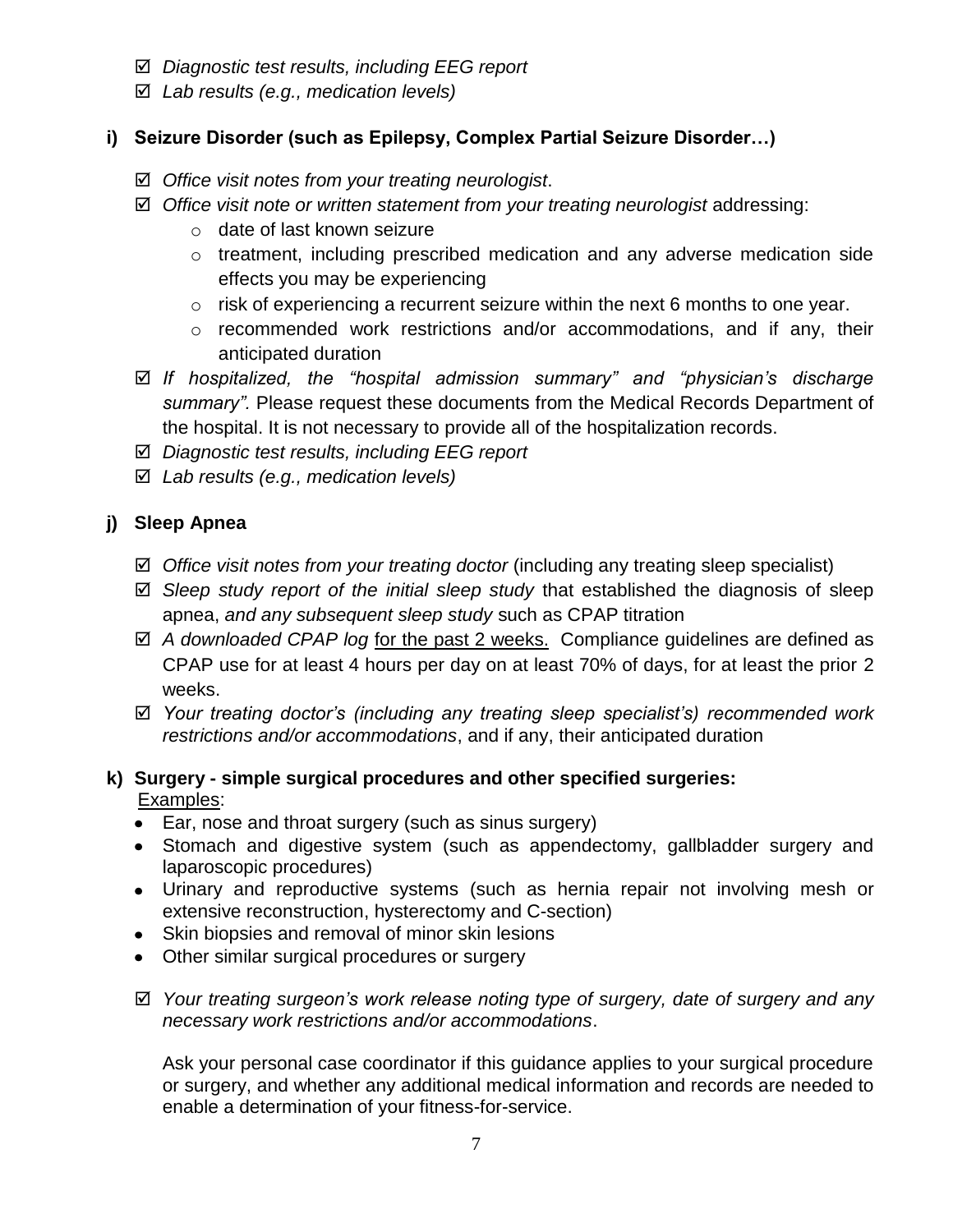- ☑ *Diagnostic test results, including EEG report*
- ☑ *Lab results (e.g., medication levels)*

### i) Seizure Disorder (such as Epilepsy, Complex Partial Seizure Disorder…)

- ☑ *Office visit notes from your treating neurologist*.
- ☑ *Office visit note or written statement from your treating neurologist* addressing:
  - date of last known seizure
  - treatment, including prescribed medication and any adverse medication side effects you may be experiencing
  - risk of experiencing a recurrent seizure within the next 6 months to one year.
  - recommended work restrictions and/or accommodations, and if any, their anticipated duration
- ☑ *If hospitalized, the "hospital admission summary" and "physician's discharge summary".* Please request these documents from the Medical Records Department of the hospital. It is not necessary to provide all of the hospitalization records.
- ☑ *Diagnostic test results, including EEG report*
- ☑ *Lab results (e.g., medication levels)*

### j) Sleep Apnea

- ☑ *Office visit notes from your treating doctor* (including any treating sleep specialist)
- ☑ *Sleep study report of the initial sleep study* that established the diagnosis of sleep apnea, *and any subsequent sleep study* such as CPAP titration
- ☑ *A downloaded CPAP log* <u>for the past 2 weeks.</u> Compliance guidelines are defined as CPAP use for at least 4 hours per day on at least 70% of days, for at least the prior 2 weeks.
- ☑ *Your treating doctor's (including any treating sleep specialist's) recommended work restrictions and/or accommodations*, and if any, their anticipated duration

### k) Surgery - simple surgical procedures and other specified surgeries:

<u>Examples</u>:

- Ear, nose and throat surgery (such as sinus surgery)
- Stomach and digestive system (such as appendectomy, gallbladder surgery and laparoscopic procedures)
- Urinary and reproductive systems (such as hernia repair not involving mesh or extensive reconstruction, hysterectomy and C-section)
- Skin biopsies and removal of minor skin lesions
- Other similar surgical procedures or surgery

- ☑ *Your treating surgeon's work release noting type of surgery, date of surgery and any necessary work restrictions and/or accommodations*.

Ask your personal case coordinator if this guidance applies to your surgical procedure or surgery, and whether any additional medical information and records are needed to enable a determination of your fitness-for-service.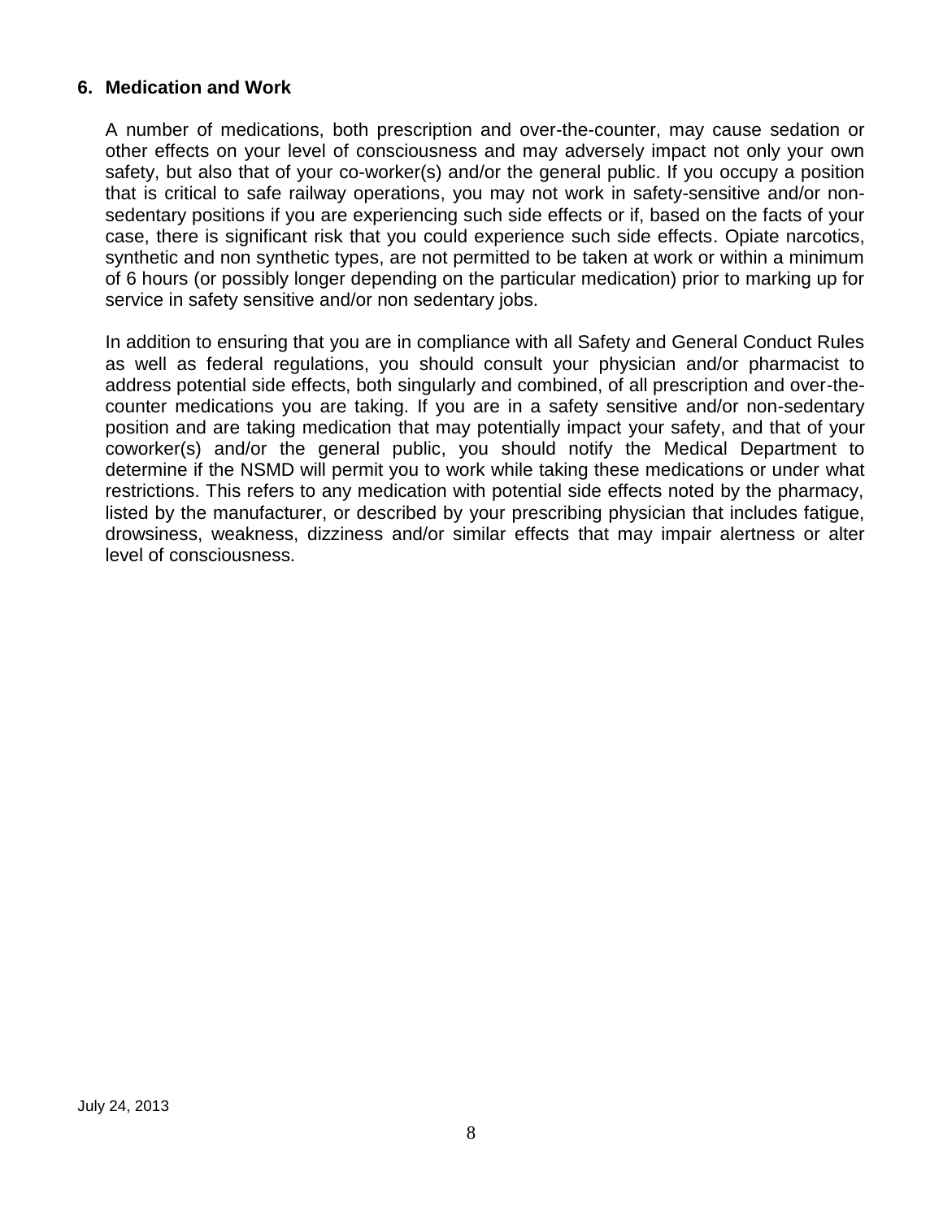### 6. Medication and Work

A number of medications, both prescription and over-the-counter, may cause sedation or other effects on your level of consciousness and may adversely impact not only your own safety, but also that of your co-worker(s) and/or the general public. If you occupy a position that is critical to safe railway operations, you may not work in safety-sensitive and/or non-sedentary positions if you are experiencing such side effects or if, based on the facts of your case, there is significant risk that you could experience such side effects. Opiate narcotics, synthetic and non synthetic types, are not permitted to be taken at work or within a minimum of 6 hours (or possibly longer depending on the particular medication) prior to marking up for service in safety sensitive and/or non sedentary jobs.

In addition to ensuring that you are in compliance with all Safety and General Conduct Rules as well as federal regulations, you should consult your physician and/or pharmacist to address potential side effects, both singularly and combined, of all prescription and over-the-counter medications you are taking. If you are in a safety sensitive and/or non-sedentary position and are taking medication that may potentially impact your safety, and that of your coworker(s) and/or the general public, you should notify the Medical Department to determine if the NSMD will permit you to work while taking these medications or under what restrictions. This refers to any medication with potential side effects noted by the pharmacy, listed by the manufacturer, or described by your prescribing physician that includes fatigue, drowsiness, weakness, dizziness and/or similar effects that may impair alertness or alter level of consciousness.

July 24, 2013